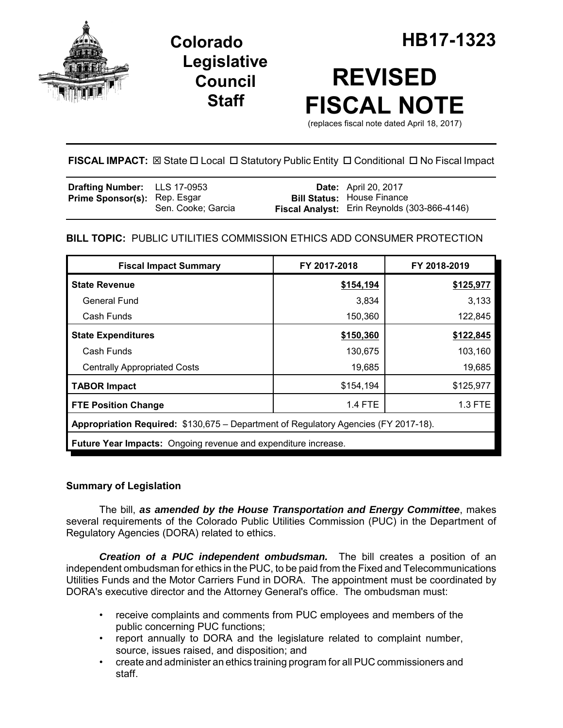# Colorado Legislative Council Staff

# HB17-1323

# REVISED FISCAL NOTE

(replaces fiscal note dated April 18, 2017)

**FISCAL IMPACT:** ☒ State ☐ Local ☐ Statutory Public Entity ☐ Conditional ☐ No Fiscal Impact

| | | | |
|---|---|---|---|
| **Drafting Number:** | LLS 17-0953 | **Date:** | April 20, 2017 |
| **Prime Sponsor(s):** | Rep. Esgar<br>Sen. Cooke; Garcia | **Bill Status:** | House Finance |
| | | **Fiscal Analyst:** | Erin Reynolds (303-866-4146) |

**BILL TOPIC:** PUBLIC UTILITIES COMMISSION ETHICS ADD CONSUMER PROTECTION

| Fiscal Impact Summary | FY 2017-2018 | FY 2018-2019 |
|---|---|---|
| **State Revenue** | **$154,194** | **$125,977** |
| General Fund | 3,834 | 3,133 |
| Cash Funds | 150,360 | 122,845 |
| **State Expenditures** | **$150,360** | **$122,845** |
| Cash Funds | 130,675 | 103,160 |
| Centrally Appropriated Costs | 19,685 | 19,685 |
| **TABOR Impact** | $154,194 | $125,977 |
| **FTE Position Change** | 1.4 FTE | 1.3 FTE |
| **Appropriation Required:** $130,675 – Department of Regulatory Agencies (FY 2017-18). | | |
| **Future Year Impacts:** Ongoing revenue and expenditure increase. | | |

### Summary of Legislation

The bill, ***as amended by the House Transportation and Energy Committee***, makes several requirements of the Colorado Public Utilities Commission (PUC) in the Department of Regulatory Agencies (DORA) related to ethics.

***Creation of a PUC independent ombudsman.*** The bill creates a position of an independent ombudsman for ethics in the PUC, to be paid from the Fixed and Telecommunications Utilities Funds and the Motor Carriers Fund in DORA. The appointment must be coordinated by DORA's executive director and the Attorney General's office. The ombudsman must:

- receive complaints and comments from PUC employees and members of the public concerning PUC functions;
- report annually to DORA and the legislature related to complaint number, source, issues raised, and disposition; and
- create and administer an ethics training program for all PUC commissioners and staff.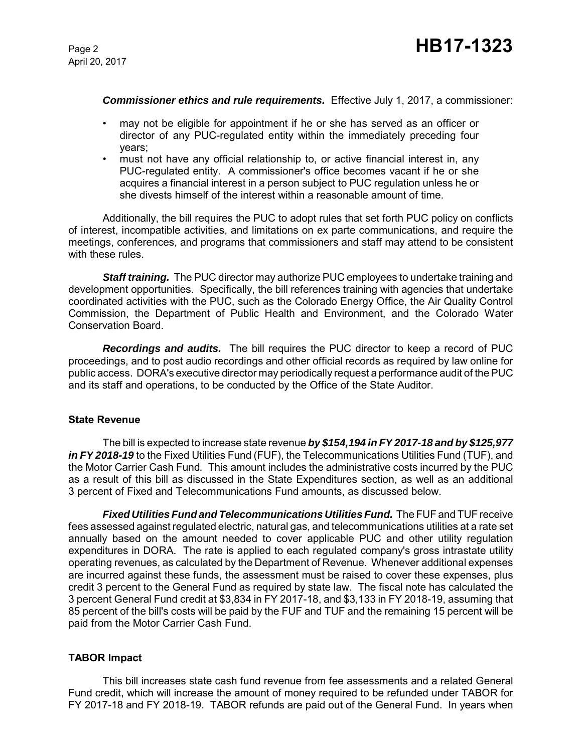***Commissioner ethics and rule requirements.*** Effective July 1, 2017, a commissioner:

- may not be eligible for appointment if he or she has served as an officer or director of any PUC-regulated entity within the immediately preceding four years;
- must not have any official relationship to, or active financial interest in, any PUC-regulated entity. A commissioner's office becomes vacant if he or she acquires a financial interest in a person subject to PUC regulation unless he or she divests himself of the interest within a reasonable amount of time.

Additionally, the bill requires the PUC to adopt rules that set forth PUC policy on conflicts of interest, incompatible activities, and limitations on ex parte communications, and require the meetings, conferences, and programs that commissioners and staff may attend to be consistent with these rules.

***Staff training.*** The PUC director may authorize PUC employees to undertake training and development opportunities. Specifically, the bill references training with agencies that undertake coordinated activities with the PUC, such as the Colorado Energy Office, the Air Quality Control Commission, the Department of Public Health and Environment, and the Colorado Water Conservation Board.

***Recordings and audits.*** The bill requires the PUC director to keep a record of PUC proceedings, and to post audio recordings and other official records as required by law online for public access. DORA's executive director may periodically request a performance audit of the PUC and its staff and operations, to be conducted by the Office of the State Auditor.

**State Revenue**

The bill is expected to increase state revenue ***by $154,194 in FY 2017-18 and by $125,977 in FY 2018-19*** to the Fixed Utilities Fund (FUF), the Telecommunications Utilities Fund (TUF), and the Motor Carrier Cash Fund. This amount includes the administrative costs incurred by the PUC as a result of this bill as discussed in the State Expenditures section, as well as an additional 3 percent of Fixed and Telecommunications Fund amounts, as discussed below.

***Fixed Utilities Fund and Telecommunications Utilities Fund.*** The FUF and TUF receive fees assessed against regulated electric, natural gas, and telecommunications utilities at a rate set annually based on the amount needed to cover applicable PUC and other utility regulation expenditures in DORA. The rate is applied to each regulated company's gross intrastate utility operating revenues, as calculated by the Department of Revenue. Whenever additional expenses are incurred against these funds, the assessment must be raised to cover these expenses, plus credit 3 percent to the General Fund as required by state law. The fiscal note has calculated the 3 percent General Fund credit at $3,834 in FY 2017-18, and $3,133 in FY 2018-19, assuming that 85 percent of the bill's costs will be paid by the FUF and TUF and the remaining 15 percent will be paid from the Motor Carrier Cash Fund.

**TABOR Impact**

This bill increases state cash fund revenue from fee assessments and a related General Fund credit, which will increase the amount of money required to be refunded under TABOR for FY 2017-18 and FY 2018-19. TABOR refunds are paid out of the General Fund. In years when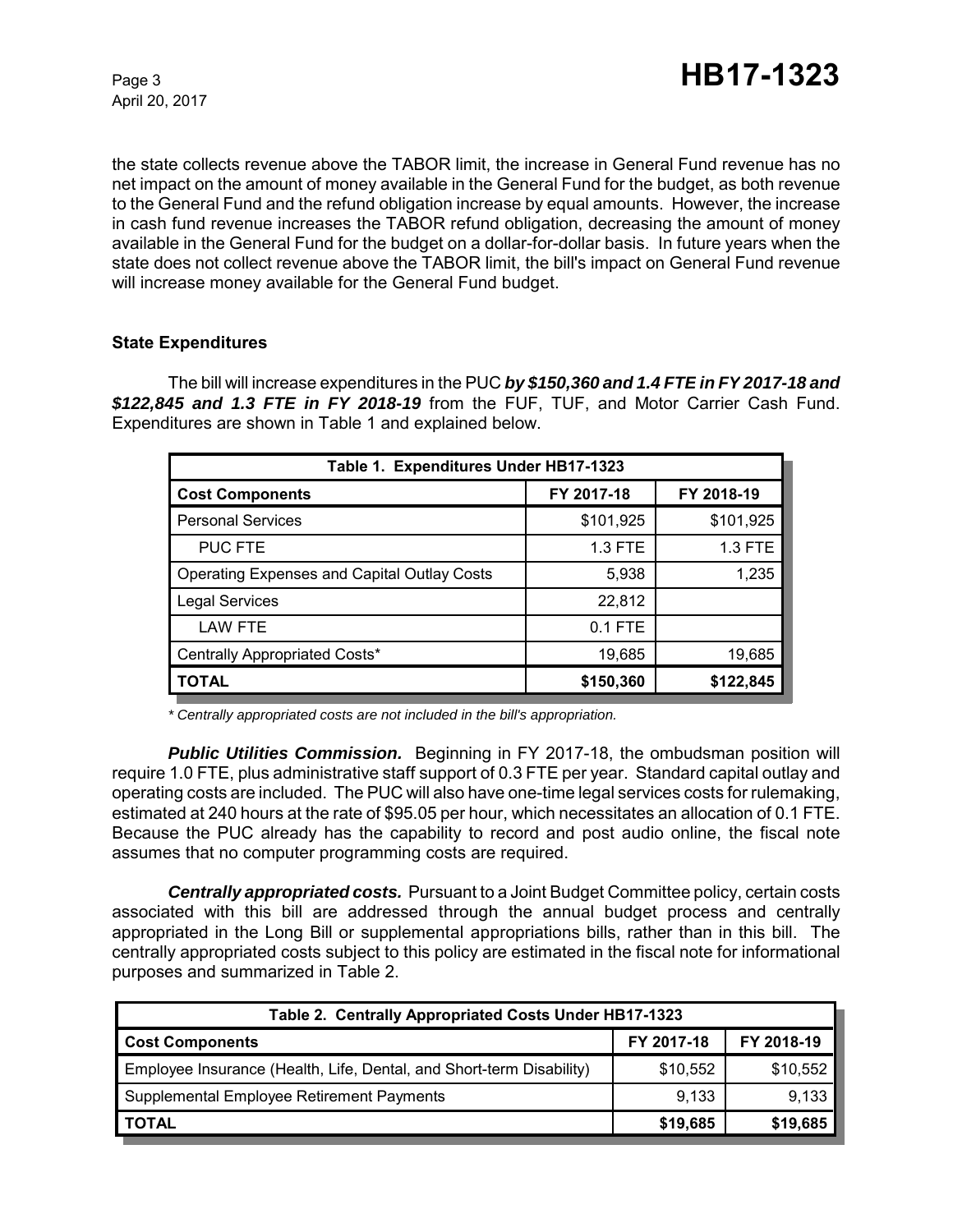the state collects revenue above the TABOR limit, the increase in General Fund revenue has no net impact on the amount of money available in the General Fund for the budget, as both revenue to the General Fund and the refund obligation increase by equal amounts. However, the increase in cash fund revenue increases the TABOR refund obligation, decreasing the amount of money available in the General Fund for the budget on a dollar-for-dollar basis. In future years when the state does not collect revenue above the TABOR limit, the bill's impact on General Fund revenue will increase money available for the General Fund budget.

### State Expenditures

The bill will increase expenditures in the PUC ***by $150,360 and 1.4 FTE in FY 2017-18 and $122,845 and 1.3 FTE in FY 2018-19*** from the FUF, TUF, and Motor Carrier Cash Fund. Expenditures are shown in Table 1 and explained below.

| Table 1. Expenditures Under HB17-1323 | | |
|---|---|---|
| **Cost Components** | **FY 2017-18** | **FY 2018-19** |
| Personal Services | $101,925 | $101,925 |
| PUC FTE | 1.3 FTE | 1.3 FTE |
| Operating Expenses and Capital Outlay Costs | 5,938 | 1,235 |
| Legal Services | 22,812 | |
| LAW FTE | 0.1 FTE | |
| Centrally Appropriated Costs* | 19,685 | 19,685 |
| **TOTAL** | **$150,360** | **$122,845** |

*\* Centrally appropriated costs are not included in the bill's appropriation.*

***Public Utilities Commission.*** Beginning in FY 2017-18, the ombudsman position will require 1.0 FTE, plus administrative staff support of 0.3 FTE per year. Standard capital outlay and operating costs are included. The PUC will also have one-time legal services costs for rulemaking, estimated at 240 hours at the rate of $95.05 per hour, which necessitates an allocation of 0.1 FTE. Because the PUC already has the capability to record and post audio online, the fiscal note assumes that no computer programming costs are required.

***Centrally appropriated costs.*** Pursuant to a Joint Budget Committee policy, certain costs associated with this bill are addressed through the annual budget process and centrally appropriated in the Long Bill or supplemental appropriations bills, rather than in this bill. The centrally appropriated costs subject to this policy are estimated in the fiscal note for informational purposes and summarized in Table 2.

| Table 2. Centrally Appropriated Costs Under HB17-1323 | | |
|---|---|---|
| **Cost Components** | **FY 2017-18** | **FY 2018-19** |
| Employee Insurance (Health, Life, Dental, and Short-term Disability) | $10,552 | $10,552 |
| Supplemental Employee Retirement Payments | 9,133 | 9,133 |
| **TOTAL** | **$19,685** | **$19,685** |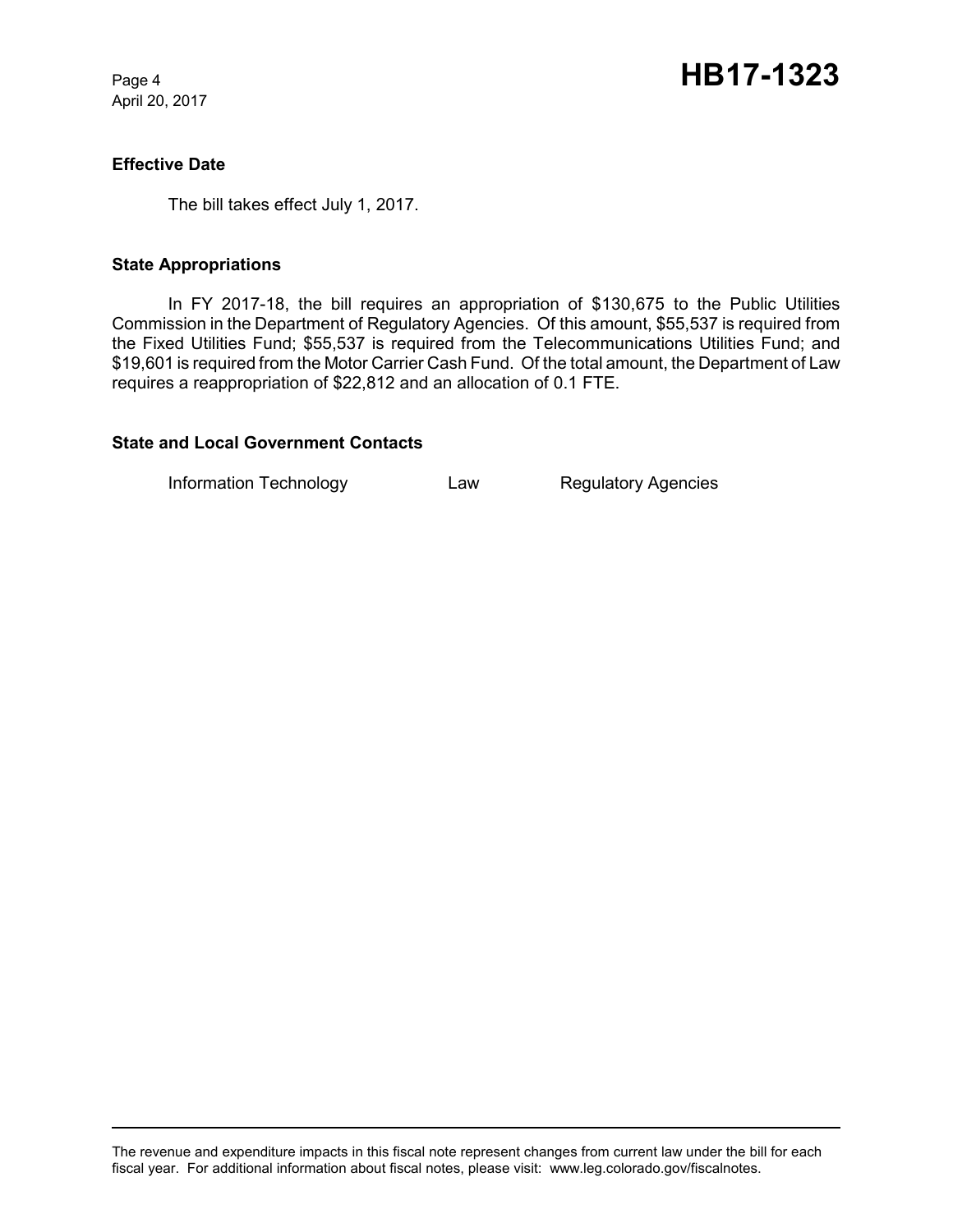## Effective Date

The bill takes effect July 1, 2017.

## State Appropriations

In FY 2017-18, the bill requires an appropriation of $130,675 to the Public Utilities Commission in the Department of Regulatory Agencies. Of this amount, $55,537 is required from the Fixed Utilities Fund; $55,537 is required from the Telecommunications Utilities Fund; and $19,601 is required from the Motor Carrier Cash Fund. Of the total amount, the Department of Law requires a reappropriation of $22,812 and an allocation of 0.1 FTE.

## State and Local Government Contacts

| | | |
|---|---|---|
| Information Technology | Law | Regulatory Agencies |

The revenue and expenditure impacts in this fiscal note represent changes from current law under the bill for each fiscal year. For additional information about fiscal notes, please visit: www.leg.colorado.gov/fiscalnotes.